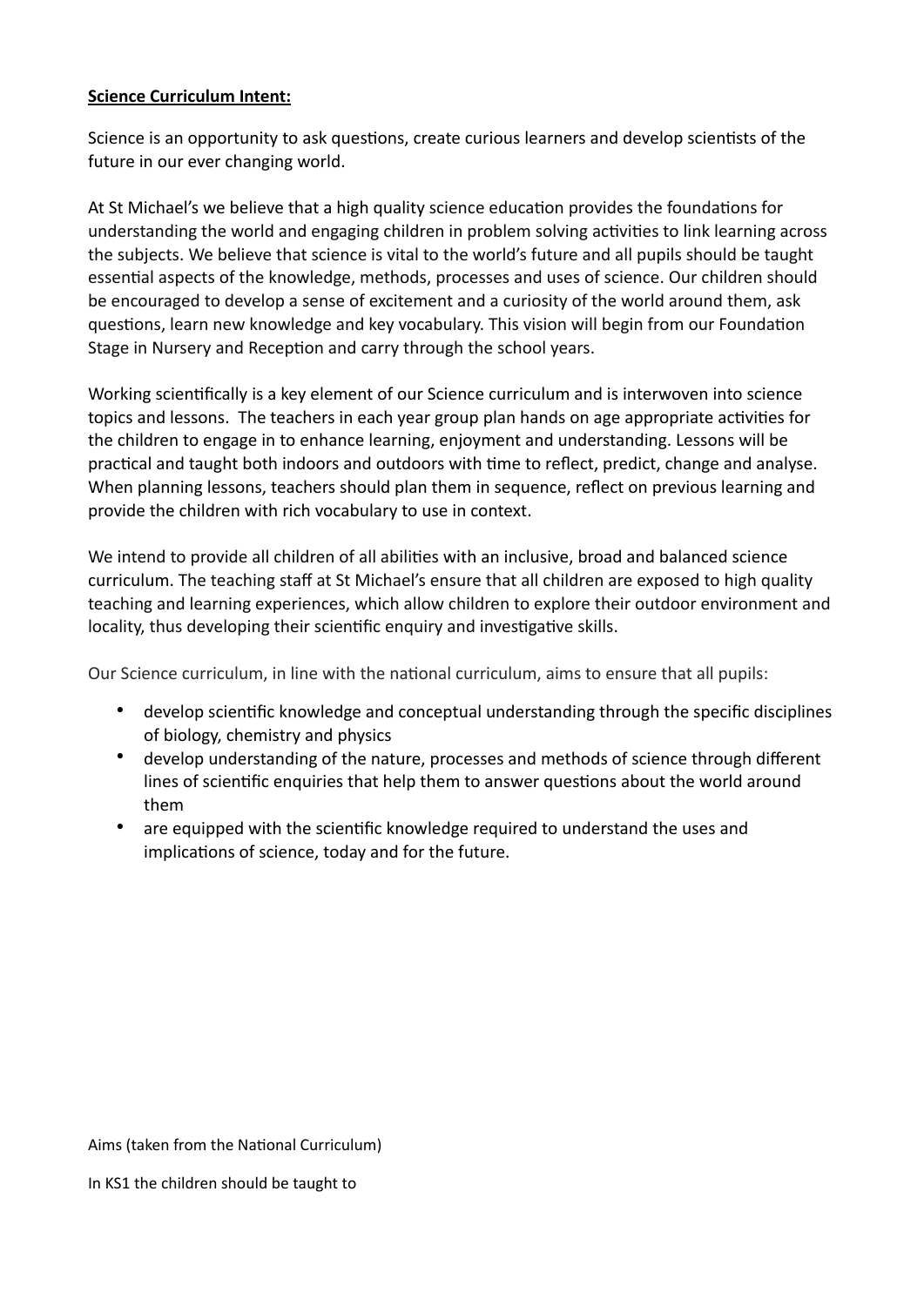**<u>Science Curriculum Intent:</u>**

Science is an opportunity to ask questions, create curious learners and develop scientists of the future in our ever changing world.

At St Michael's we believe that a high quality science education provides the foundations for understanding the world and engaging children in problem solving activities to link learning across the subjects. We believe that science is vital to the world's future and all pupils should be taught essential aspects of the knowledge, methods, processes and uses of science. Our children should be encouraged to develop a sense of excitement and a curiosity of the world around them, ask questions, learn new knowledge and key vocabulary. This vision will begin from our Foundation Stage in Nursery and Reception and carry through the school years.

Working scientifically is a key element of our Science curriculum and is interwoven into science topics and lessons. The teachers in each year group plan hands on age appropriate activities for the children to engage in to enhance learning, enjoyment and understanding. Lessons will be practical and taught both indoors and outdoors with time to reflect, predict, change and analyse. When planning lessons, teachers should plan them in sequence, reflect on previous learning and provide the children with rich vocabulary to use in context.

We intend to provide all children of all abilities with an inclusive, broad and balanced science curriculum. The teaching staff at St Michael's ensure that all children are exposed to high quality teaching and learning experiences, which allow children to explore their outdoor environment and locality, thus developing their scientific enquiry and investigative skills.

Our Science curriculum, in line with the national curriculum, aims to ensure that all pupils:

- develop scientific knowledge and conceptual understanding through the specific disciplines of biology, chemistry and physics
- develop understanding of the nature, processes and methods of science through different lines of scientific enquiries that help them to answer questions about the world around them
- are equipped with the scientific knowledge required to understand the uses and implications of science, today and for the future.

Aims (taken from the National Curriculum)

In KS1 the children should be taught to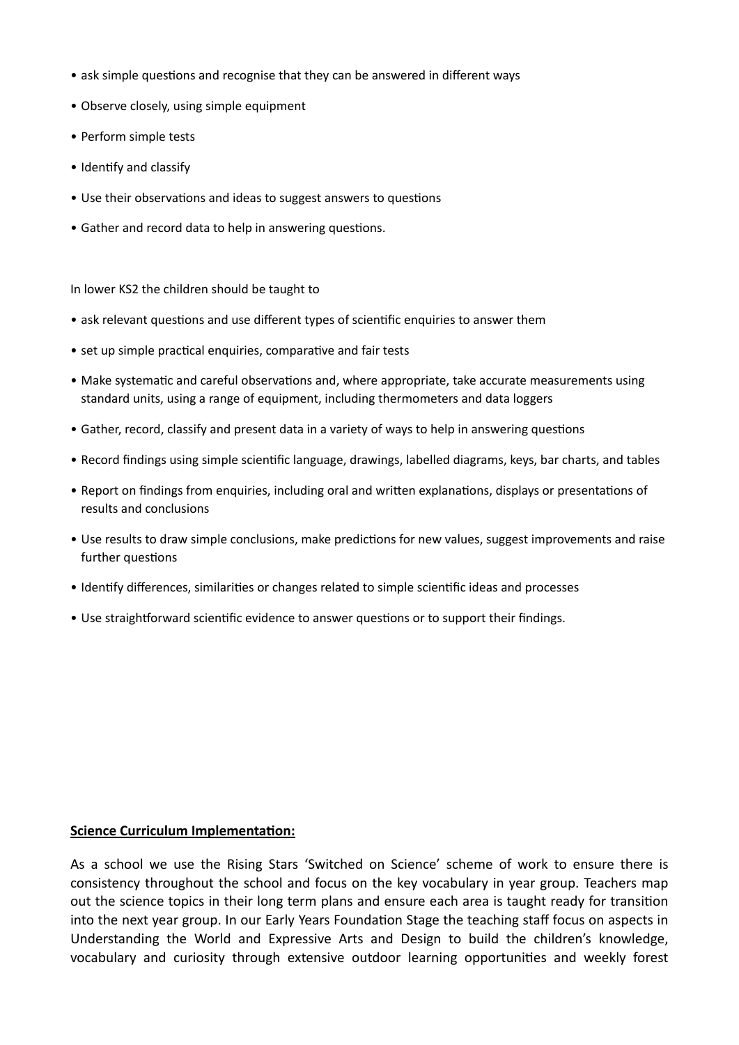- ask simple questions and recognise that they can be answered in different ways
- Observe closely, using simple equipment
- Perform simple tests
- Identify and classify
- Use their observations and ideas to suggest answers to questions
- Gather and record data to help in answering questions.

In lower KS2 the children should be taught to

- ask relevant questions and use different types of scientific enquiries to answer them
- set up simple practical enquiries, comparative and fair tests
- Make systematic and careful observations and, where appropriate, take accurate measurements using standard units, using a range of equipment, including thermometers and data loggers
- Gather, record, classify and present data in a variety of ways to help in answering questions
- Record findings using simple scientific language, drawings, labelled diagrams, keys, bar charts, and tables
- Report on findings from enquiries, including oral and written explanations, displays or presentations of results and conclusions
- Use results to draw simple conclusions, make predictions for new values, suggest improvements and raise further questions
- Identify differences, similarities or changes related to simple scientific ideas and processes
- Use straightforward scientific evidence to answer questions or to support their findings.

**Science Curriculum Implementation:**

As a school we use the Rising Stars 'Switched on Science' scheme of work to ensure there is consistency throughout the school and focus on the key vocabulary in year group. Teachers map out the science topics in their long term plans and ensure each area is taught ready for transition into the next year group. In our Early Years Foundation Stage the teaching staff focus on aspects in Understanding the World and Expressive Arts and Design to build the children's knowledge, vocabulary and curiosity through extensive outdoor learning opportunities and weekly forest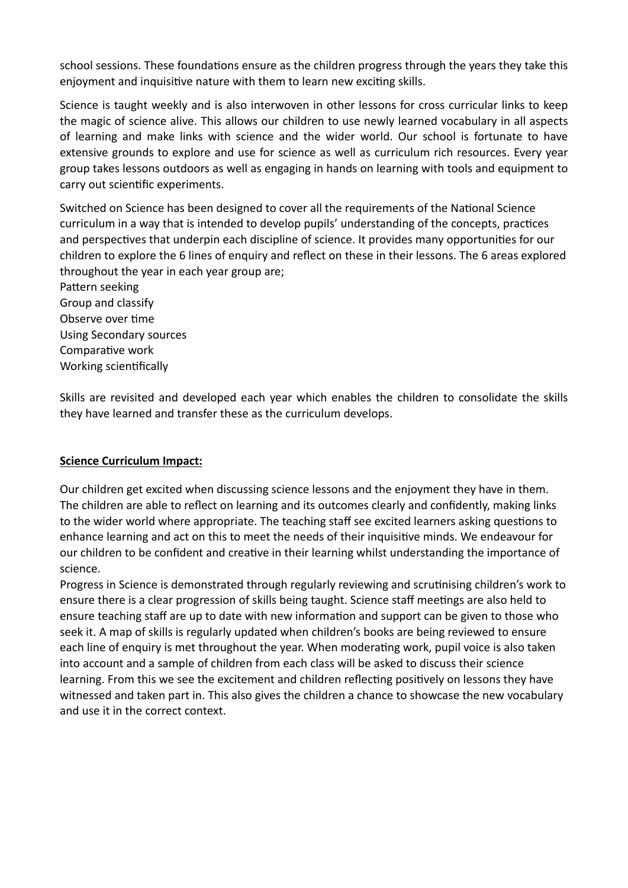school sessions. These foundations ensure as the children progress through the years they take this enjoyment and inquisitive nature with them to learn new exciting skills.

Science is taught weekly and is also interwoven in other lessons for cross curricular links to keep the magic of science alive. This allows our children to use newly learned vocabulary in all aspects of learning and make links with science and the wider world. Our school is fortunate to have extensive grounds to explore and use for science as well as curriculum rich resources. Every year group takes lessons outdoors as well as engaging in hands on learning with tools and equipment to carry out scientific experiments.

Switched on Science has been designed to cover all the requirements of the National Science curriculum in a way that is intended to develop pupils' understanding of the concepts, practices and perspectives that underpin each discipline of science. It provides many opportunities for our children to explore the 6 lines of enquiry and reflect on these in their lessons. The 6 areas explored throughout the year in each year group are;
Pattern seeking
Group and classify
Observe over time
Using Secondary sources
Comparative work
Working scientifically

Skills are revisited and developed each year which enables the children to consolidate the skills they have learned and transfer these as the curriculum develops.

**<u>Science Curriculum Impact:</u>**

Our children get excited when discussing science lessons and the enjoyment they have in them. The children are able to reflect on learning and its outcomes clearly and confidently, making links to the wider world where appropriate. The teaching staff see excited learners asking questions to enhance learning and act on this to meet the needs of their inquisitive minds. We endeavour for our children to be confident and creative in their learning whilst understanding the importance of science.
Progress in Science is demonstrated through regularly reviewing and scrutinising children's work to ensure there is a clear progression of skills being taught. Science staff meetings are also held to ensure teaching staff are up to date with new information and support can be given to those who seek it. A map of skills is regularly updated when children's books are being reviewed to ensure each line of enquiry is met throughout the year. When moderating work, pupil voice is also taken into account and a sample of children from each class will be asked to discuss their science learning. From this we see the excitement and children reflecting positively on lessons they have witnessed and taken part in. This also gives the children a chance to showcase the new vocabulary and use it in the correct context.